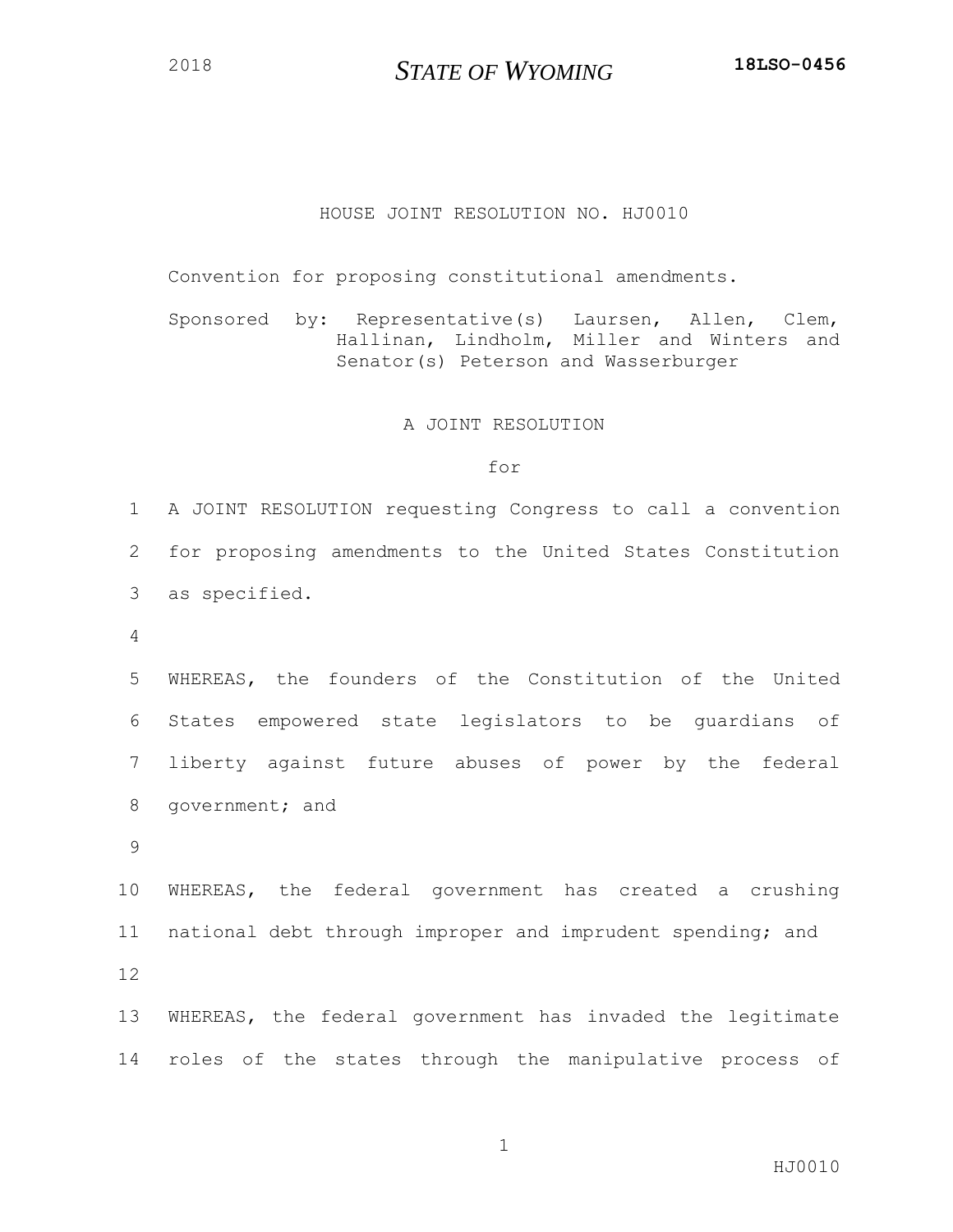2018 **STATE OF WYOMING** **18LSO-0456**

# HOUSE JOINT RESOLUTION NO. HJ0010

Convention for proposing constitutional amendments.

Sponsored by: Representative(s) Laursen, Allen, Clem, Hallinan, Lindholm, Miller and Winters and Senator(s) Peterson and Wasserburger

A JOINT RESOLUTION

for

A JOINT RESOLUTION requesting Congress to call a convention for proposing amendments to the United States Constitution as specified.

WHEREAS, the founders of the Constitution of the United States empowered state legislators to be guardians of liberty against future abuses of power by the federal government; and

WHEREAS, the federal government has created a crushing national debt through improper and imprudent spending; and

WHEREAS, the federal government has invaded the legitimate roles of the states through the manipulative process of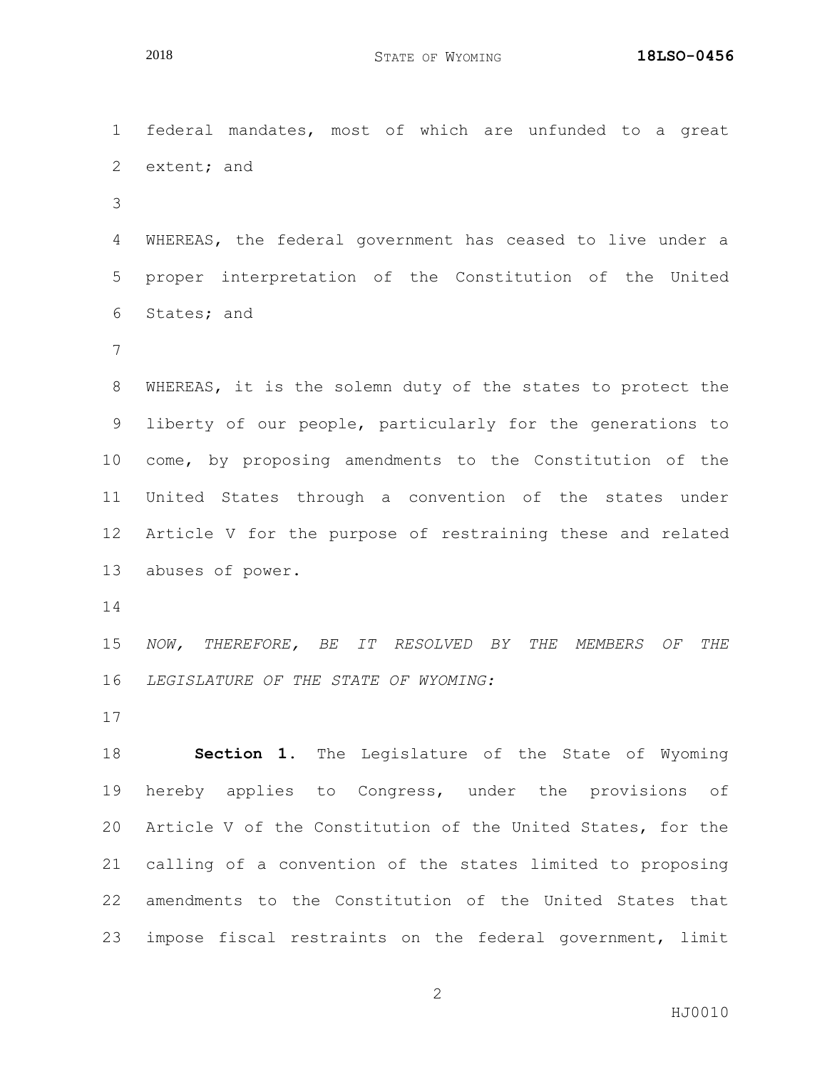federal mandates, most of which are unfunded to a great extent; and

WHEREAS, the federal government has ceased to live under a proper interpretation of the Constitution of the United States; and

WHEREAS, it is the solemn duty of the states to protect the liberty of our people, particularly for the generations to come, by proposing amendments to the Constitution of the United States through a convention of the states under Article V for the purpose of restraining these and related abuses of power.

*NOW, THEREFORE, BE IT RESOLVED BY THE MEMBERS OF THE LEGISLATURE OF THE STATE OF WYOMING:*

**Section 1.** The Legislature of the State of Wyoming hereby applies to Congress, under the provisions of Article V of the Constitution of the United States, for the calling of a convention of the states limited to proposing amendments to the Constitution of the United States that impose fiscal restraints on the federal government, limit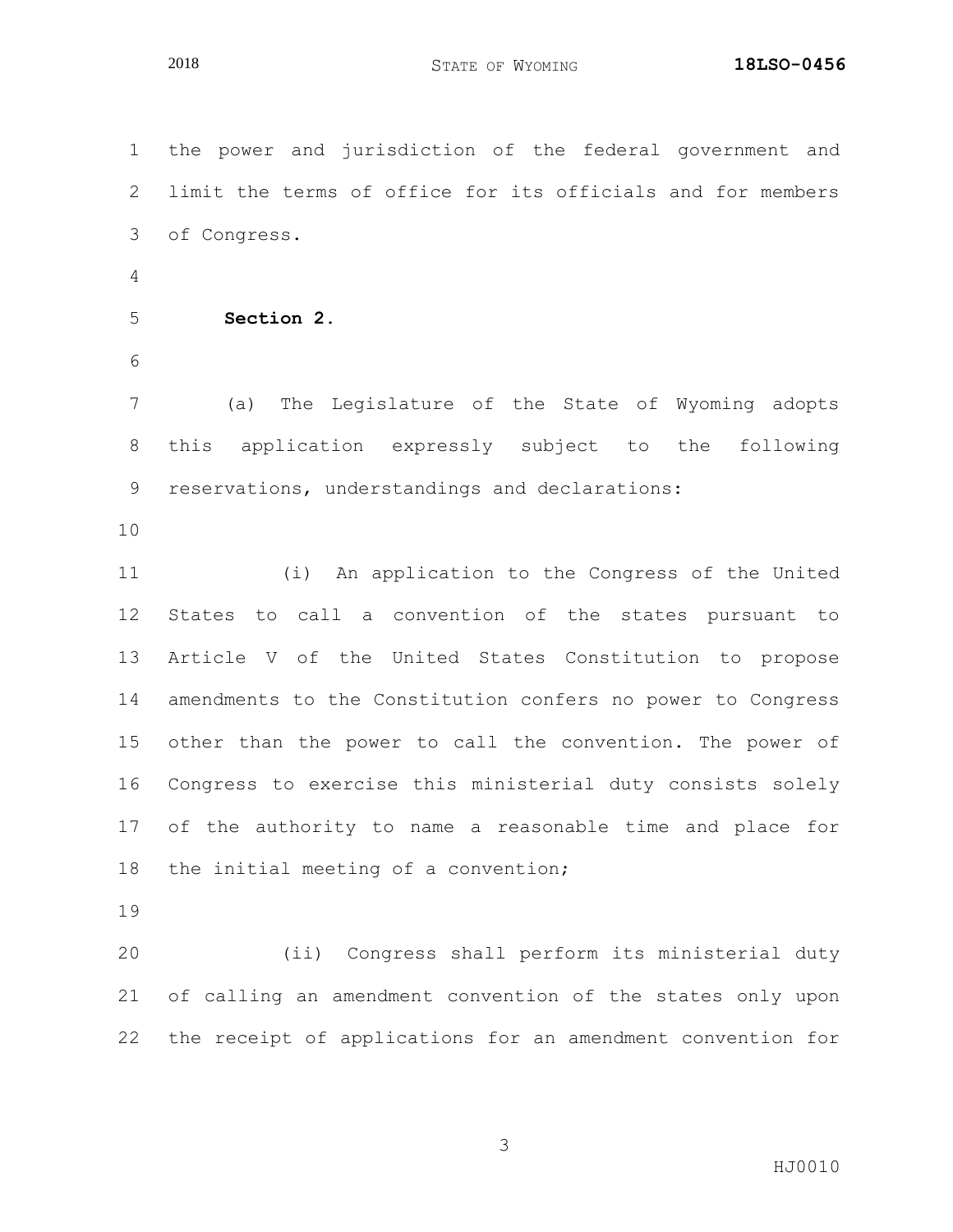the power and jurisdiction of the federal government and limit the terms of office for its officials and for members of Congress.

**Section 2.**

(a) The Legislature of the State of Wyoming adopts this application expressly subject to the following reservations, understandings and declarations:

(i) An application to the Congress of the United States to call a convention of the states pursuant to Article V of the United States Constitution to propose amendments to the Constitution confers no power to Congress other than the power to call the convention. The power of Congress to exercise this ministerial duty consists solely of the authority to name a reasonable time and place for the initial meeting of a convention;

(ii) Congress shall perform its ministerial duty of calling an amendment convention of the states only upon the receipt of applications for an amendment convention for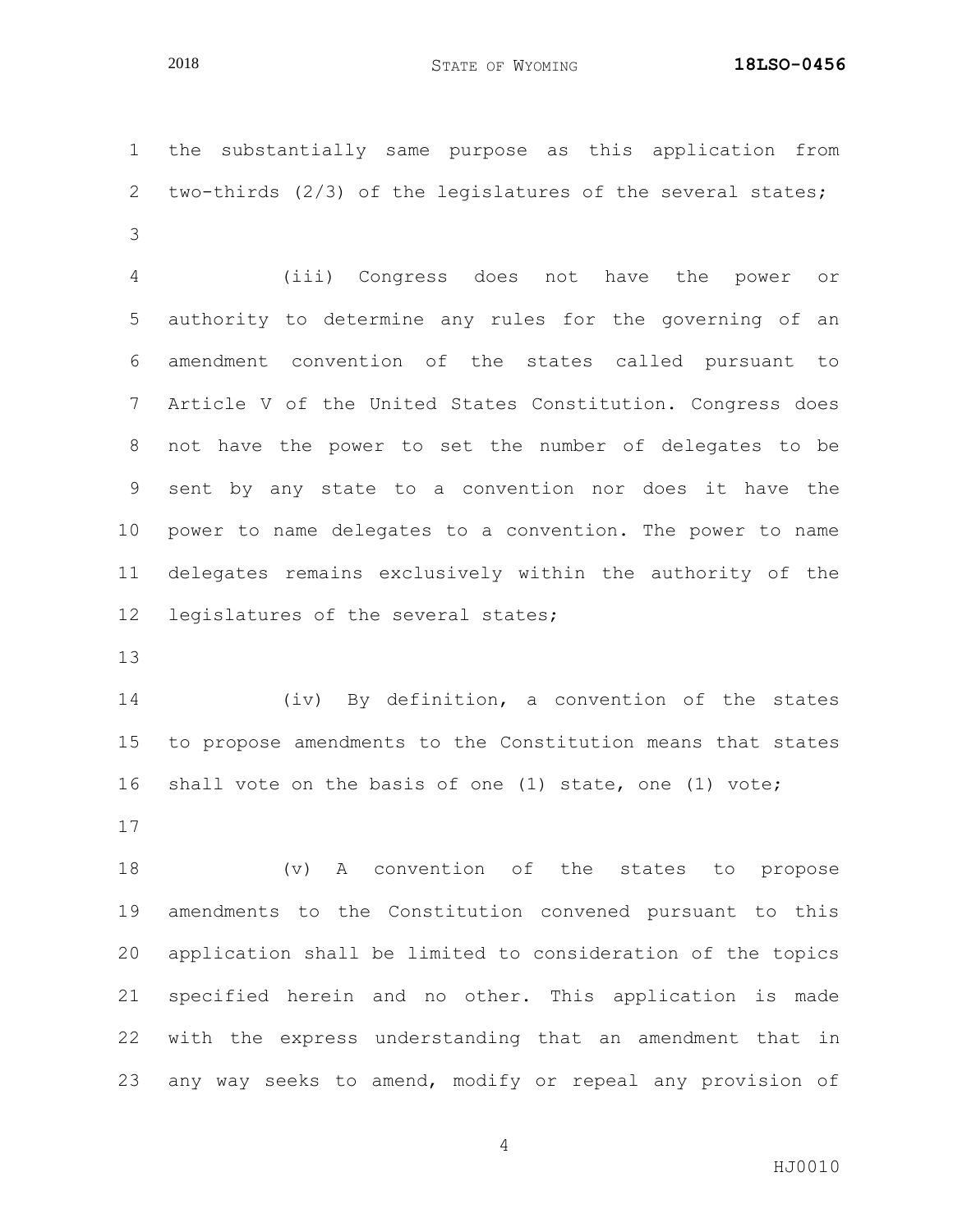the substantially same purpose as this application from two-thirds (2/3) of the legislatures of the several states;

(iii) Congress does not have the power or authority to determine any rules for the governing of an amendment convention of the states called pursuant to Article V of the United States Constitution. Congress does not have the power to set the number of delegates to be sent by any state to a convention nor does it have the power to name delegates to a convention. The power to name delegates remains exclusively within the authority of the legislatures of the several states;

(iv) By definition, a convention of the states to propose amendments to the Constitution means that states shall vote on the basis of one (1) state, one (1) vote;

(v) A convention of the states to propose amendments to the Constitution convened pursuant to this application shall be limited to consideration of the topics specified herein and no other. This application is made with the express understanding that an amendment that in any way seeks to amend, modify or repeal any provision of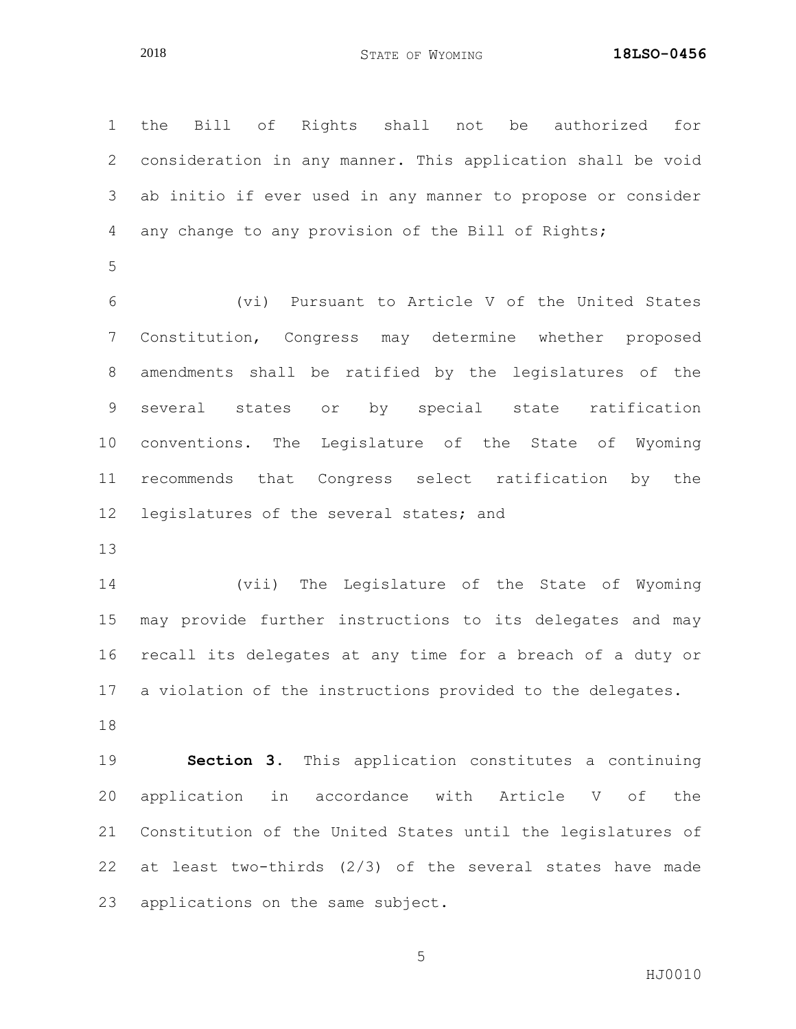the Bill of Rights shall not be authorized for consideration in any manner. This application shall be void ab initio if ever used in any manner to propose or consider any change to any provision of the Bill of Rights;

(vi) Pursuant to Article V of the United States Constitution, Congress may determine whether proposed amendments shall be ratified by the legislatures of the several states or by special state ratification conventions. The Legislature of the State of Wyoming recommends that Congress select ratification by the legislatures of the several states; and

(vii) The Legislature of the State of Wyoming may provide further instructions to its delegates and may recall its delegates at any time for a breach of a duty or a violation of the instructions provided to the delegates.

**Section 3.** This application constitutes a continuing application in accordance with Article V of the Constitution of the United States until the legislatures of at least two-thirds (2/3) of the several states have made applications on the same subject.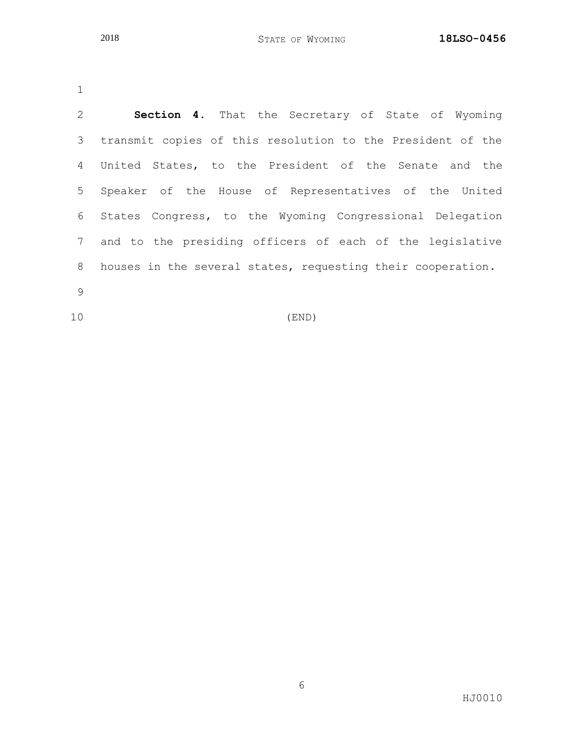**Section 4.** That the Secretary of State of Wyoming transmit copies of this resolution to the President of the United States, to the President of the Senate and the Speaker of the House of Representatives of the United States Congress, to the Wyoming Congressional Delegation and to the presiding officers of each of the legislative houses in the several states, requesting their cooperation.

(END)